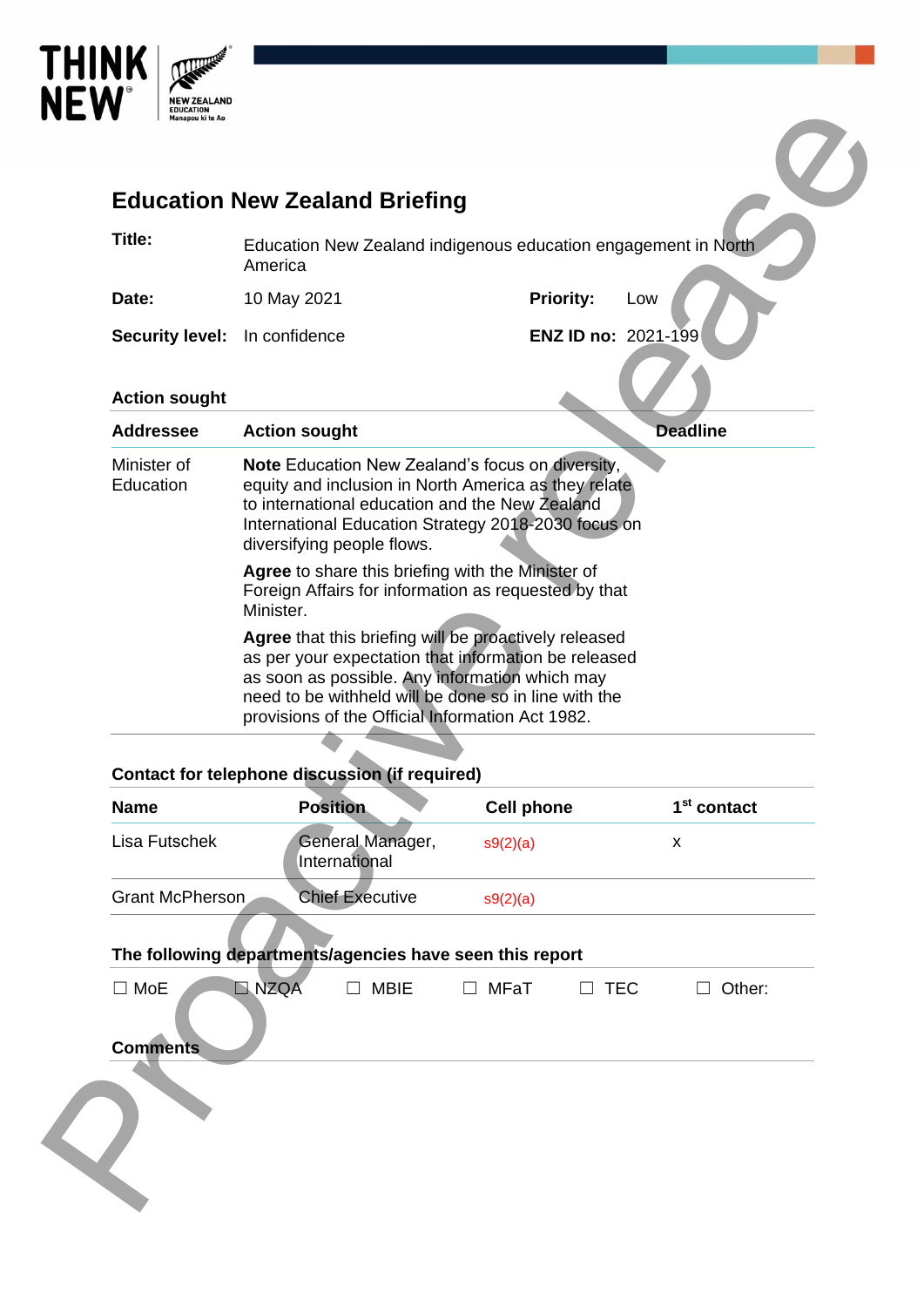# Education New Zealand Briefing

| | | | |
|---|---|---|---|
| **Title:** | Education New Zealand indigenous education engagement in North America | | |
| **Date:** | 10 May 2021 | **Priority:** | Low |
| **Security level:** | In confidence | **ENZ ID no:** | 2021-199 |

## Action sought

| Addressee | Action sought | Deadline |
|---|---|---|
| Minister of Education | **Note** Education New Zealand's focus on diversity, equity and inclusion in North America as they relate to international education and the New Zealand International Education Strategy 2018-2030 focus on diversifying people flows.<br><br>**Agree** to share this briefing with the Minister of Foreign Affairs for information as requested by that Minister.<br><br>**Agree** that this briefing will be proactively released as per your expectation that information be released as soon as possible. Any information which may need to be withheld will be done so in line with the provisions of the Official Information Act 1982. | |

## Contact for telephone discussion (if required)

| Name | Position | Cell phone | 1st contact |
|---|---|---|---|
| Lisa Futschek | General Manager, International | s9(2)(a) | x |
| Grant McPherson | Chief Executive | s9(2)(a) | |

## The following departments/agencies have seen this report

☐ MoE ☐ NZQA ☐ MBIE ☐ MFaT ☐ TEC ☐ Other:

## Comments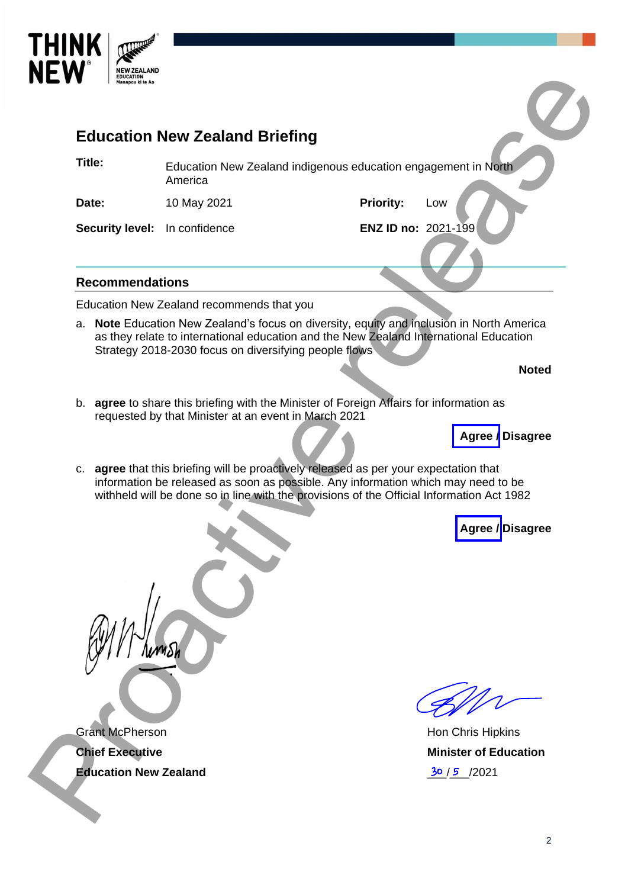# Education New Zealand Briefing

| | | | |
|---|---|---|---|
| **Title:** | Education New Zealand indigenous education engagement in North America | | |
| **Date:** | 10 May 2021 | **Priority:** | Low |
| **Security level:** | In confidence | **ENZ ID no:** | 2021-199 |

## Recommendations

Education New Zealand recommends that you

a. **Note** Education New Zealand's focus on diversity, equity and inclusion in North America as they relate to international education and the New Zealand International Education Strategy 2018-2030 focus on diversifying people flows

**Noted**

b. **agree** to share this briefing with the Minister of Foreign Affairs for information as requested by that Minister at an event in March 2021

**Agree / Disagree**

c. **agree** that this briefing will be proactively released as per your expectation that information be released as soon as possible. Any information which may need to be withheld will be done so in line with the provisions of the Official Information Act 1982

**Agree / Disagree**

Grant McPherson
**Chief Executive**
**Education New Zealand**

Hon Chris Hipkins
**Minister of Education**
30 / 5 /2021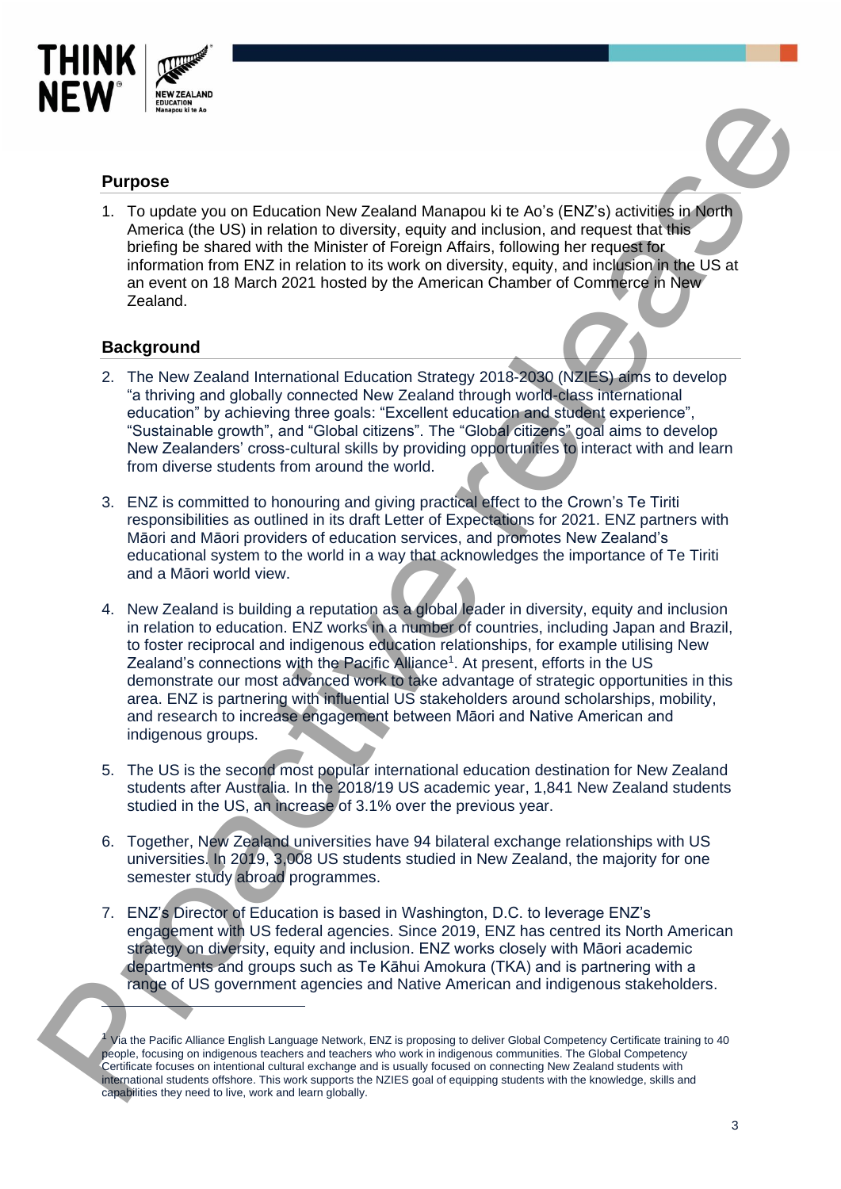## Purpose

1. To update you on Education New Zealand Manapou ki te Ao's (ENZ's) activities in North America (the US) in relation to diversity, equity and inclusion, and request that this briefing be shared with the Minister of Foreign Affairs, following her request for information from ENZ in relation to its work on diversity, equity, and inclusion in the US at an event on 18 March 2021 hosted by the American Chamber of Commerce in New Zealand.

## Background

2. The New Zealand International Education Strategy 2018-2030 (NZIES) aims to develop "a thriving and globally connected New Zealand through world-class international education" by achieving three goals: "Excellent education and student experience", "Sustainable growth", and "Global citizens". The "Global citizens" goal aims to develop New Zealanders' cross-cultural skills by providing opportunities to interact with and learn from diverse students from around the world.

3. ENZ is committed to honouring and giving practical effect to the Crown's Te Tiriti responsibilities as outlined in its draft Letter of Expectations for 2021. ENZ partners with Māori and Māori providers of education services, and promotes New Zealand's educational system to the world in a way that acknowledges the importance of Te Tiriti and a Māori world view.

4. New Zealand is building a reputation as a global leader in diversity, equity and inclusion in relation to education. ENZ works in a number of countries, including Japan and Brazil, to foster reciprocal and indigenous education relationships, for example utilising New Zealand's connections with the Pacific Alliance[1]. At present, efforts in the US demonstrate our most advanced work to take advantage of strategic opportunities in this area. ENZ is partnering with influential US stakeholders around scholarships, mobility, and research to increase engagement between Māori and Native American and indigenous groups.

5. The US is the second most popular international education destination for New Zealand students after Australia. In the 2018/19 US academic year, 1,841 New Zealand students studied in the US, an increase of 3.1% over the previous year.

6. Together, New Zealand universities have 94 bilateral exchange relationships with US universities. In 2019, 3,008 US students studied in New Zealand, the majority for one semester study abroad programmes.

7. ENZ's Director of Education is based in Washington, D.C. to leverage ENZ's engagement with US federal agencies. Since 2019, ENZ has centred its North American strategy on diversity, equity and inclusion. ENZ works closely with Māori academic departments and groups such as Te Kāhui Amokura (TKA) and is partnering with a range of US government agencies and Native American and indigenous stakeholders.

---

[1] Via the Pacific Alliance English Language Network, ENZ is proposing to deliver Global Competency Certificate training to 40 people, focusing on indigenous teachers and teachers who work in indigenous communities. The Global Competency Certificate focuses on intentional cultural exchange and is usually focused on connecting New Zealand students with international students offshore. This work supports the NZIES goal of equipping students with the knowledge, skills and capabilities they need to live, work and learn globally.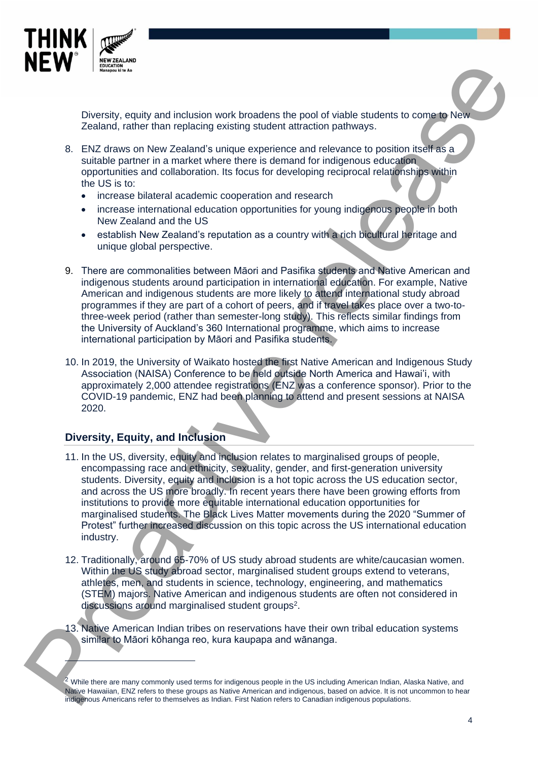Diversity, equity and inclusion work broadens the pool of viable students to come to New Zealand, rather than replacing existing student attraction pathways.

8. ENZ draws on New Zealand's unique experience and relevance to position itself as a suitable partner in a market where there is demand for indigenous education opportunities and collaboration. Its focus for developing reciprocal relationships within the US is to:
   - increase bilateral academic cooperation and research
   - increase international education opportunities for young indigenous people in both New Zealand and the US
   - establish New Zealand's reputation as a country with a rich bicultural heritage and unique global perspective.

9. There are commonalities between Māori and Pasifika students and Native American and indigenous students around participation in international education. For example, Native American and indigenous students are more likely to attend international study abroad programmes if they are part of a cohort of peers, and if travel takes place over a two-to-three-week period (rather than semester-long study). This reflects similar findings from the University of Auckland's 360 International programme, which aims to increase international participation by Māori and Pasifika students.

10. In 2019, the University of Waikato hosted the first Native American and Indigenous Study Association (NAISA) Conference to be held outside North America and Hawai'i, with approximately 2,000 attendee registrations (ENZ was a conference sponsor). Prior to the COVID-19 pandemic, ENZ had been planning to attend and present sessions at NAISA 2020.

## Diversity, Equity, and Inclusion

11. In the US, diversity, equity and inclusion relates to marginalised groups of people, encompassing race and ethnicity, sexuality, gender, and first-generation university students. Diversity, equity and inclusion is a hot topic across the US education sector, and across the US more broadly. In recent years there have been growing efforts from institutions to provide more equitable international education opportunities for marginalised students. The Black Lives Matter movements during the 2020 "Summer of Protest" further increased discussion on this topic across the US international education industry.

12. Traditionally, around 65-70% of US study abroad students are white/caucasian women. Within the US study abroad sector, marginalised student groups extend to veterans, athletes, men, and students in science, technology, engineering, and mathematics (STEM) majors. Native American and indigenous students are often not considered in discussions around marginalised student groups[2].

13. Native American Indian tribes on reservations have their own tribal education systems similar to Māori kōhanga reo, kura kaupapa and wānanga.

---

[2] While there are many commonly used terms for indigenous people in the US including American Indian, Alaska Native, and Native Hawaiian, ENZ refers to these groups as Native American and indigenous, based on advice. It is not uncommon to hear indigenous Americans refer to themselves as Indian. First Nation refers to Canadian indigenous populations.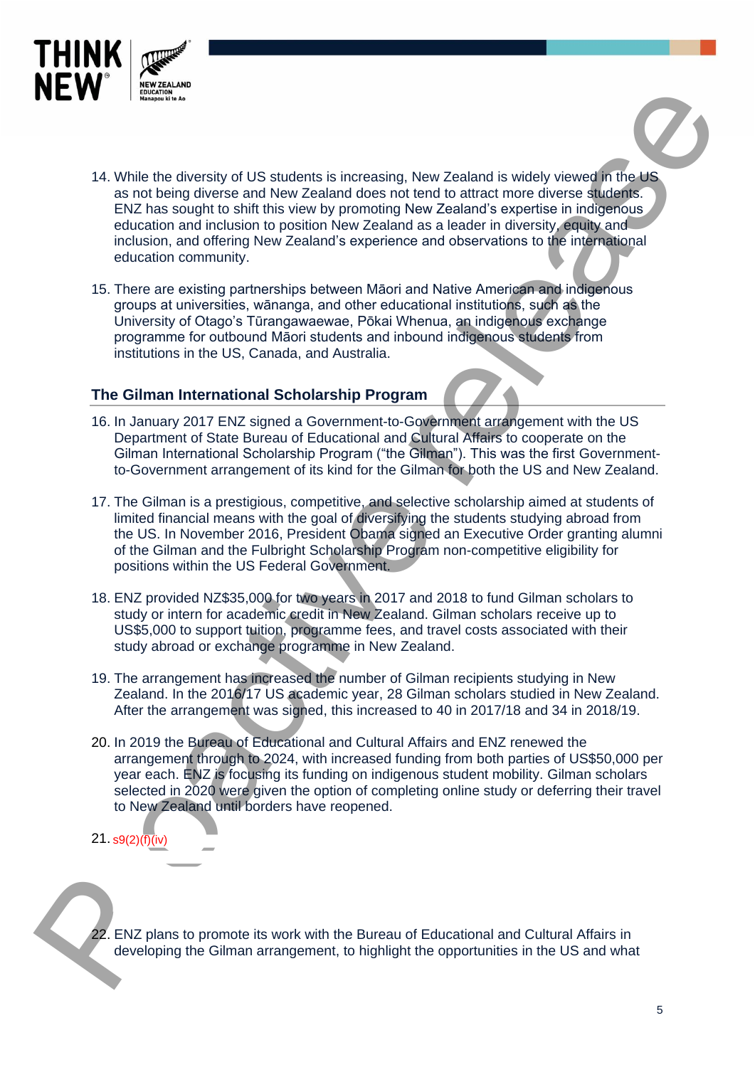14. While the diversity of US students is increasing, New Zealand is widely viewed in the US as not being diverse and New Zealand does not tend to attract more diverse students. ENZ has sought to shift this view by promoting New Zealand's expertise in indigenous education and inclusion to position New Zealand as a leader in diversity, equity and inclusion, and offering New Zealand's experience and observations to the international education community.

15. There are existing partnerships between Māori and Native American and indigenous groups at universities, wānanga, and other educational institutions, such as the University of Otago's Tūrangawaewae, Pōkai Whenua, an indigenous exchange programme for outbound Māori students and inbound indigenous students from institutions in the US, Canada, and Australia.

## The Gilman International Scholarship Program

16. In January 2017 ENZ signed a Government-to-Government arrangement with the US Department of State Bureau of Educational and Cultural Affairs to cooperate on the Gilman International Scholarship Program ("the Gilman"). This was the first Government-to-Government arrangement of its kind for the Gilman for both the US and New Zealand.

17. The Gilman is a prestigious, competitive, and selective scholarship aimed at students of limited financial means with the goal of diversifying the students studying abroad from the US. In November 2016, President Obama signed an Executive Order granting alumni of the Gilman and the Fulbright Scholarship Program non-competitive eligibility for positions within the US Federal Government.

18. ENZ provided NZ$35,000 for two years in 2017 and 2018 to fund Gilman scholars to study or intern for academic credit in New Zealand. Gilman scholars receive up to US$5,000 to support tuition, programme fees, and travel costs associated with their study abroad or exchange programme in New Zealand.

19. The arrangement has increased the number of Gilman recipients studying in New Zealand. In the 2016/17 US academic year, 28 Gilman scholars studied in New Zealand. After the arrangement was signed, this increased to 40 in 2017/18 and 34 in 2018/19.

20. In 2019 the Bureau of Educational and Cultural Affairs and ENZ renewed the arrangement through to 2024, with increased funding from both parties of US$50,000 per year each. ENZ is focusing its funding on indigenous student mobility. Gilman scholars selected in 2020 were given the option of completing online study or deferring their travel to New Zealand until borders have reopened.

21. s9(2)(f)(iv)

22. ENZ plans to promote its work with the Bureau of Educational and Cultural Affairs in developing the Gilman arrangement, to highlight the opportunities in the US and what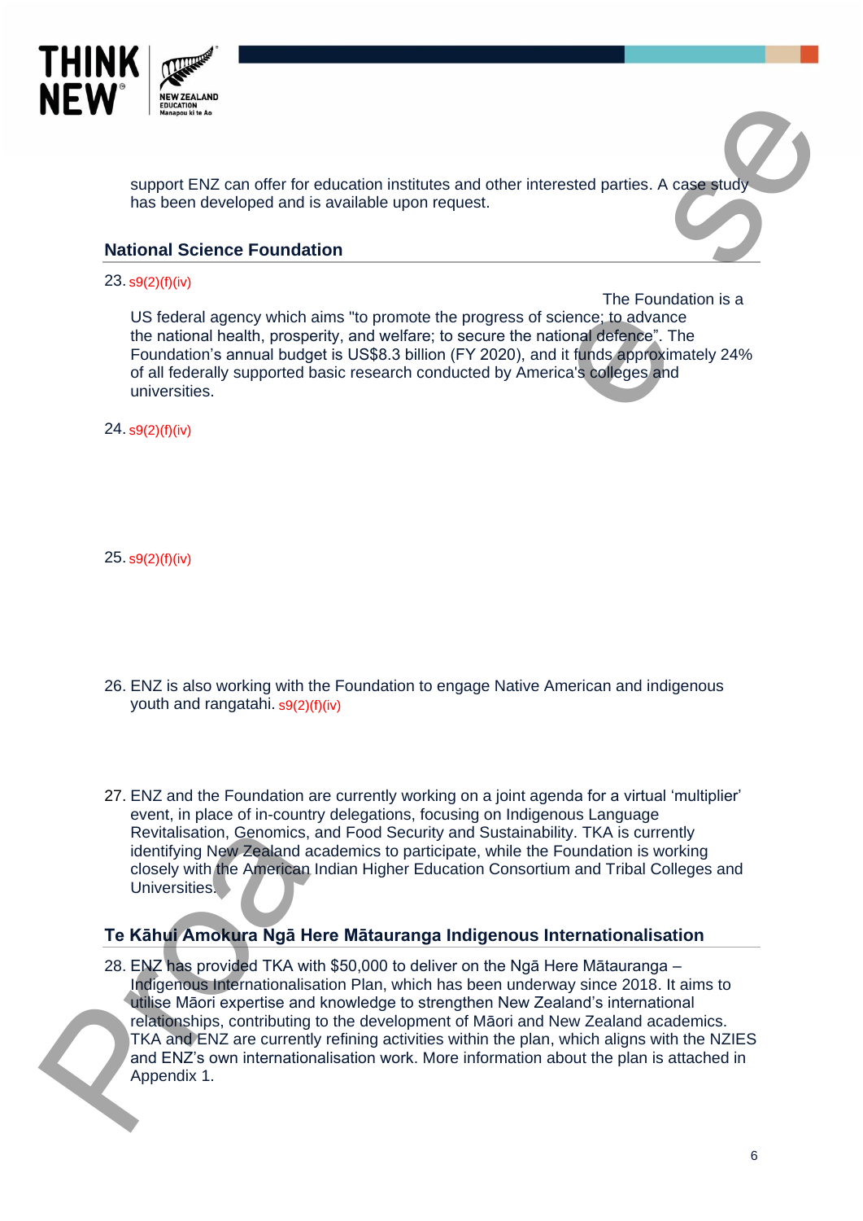support ENZ can offer for education institutes and other interested parties. A case study has been developed and is available upon request.

## National Science Foundation

23. s9(2)(f)(iv) The Foundation is a US federal agency which aims "to promote the progress of science; to advance the national health, prosperity, and welfare; to secure the national defence". The Foundation's annual budget is US$8.3 billion (FY 2020), and it funds approximately 24% of all federally supported basic research conducted by America's colleges and universities.

24. s9(2)(f)(iv)

25. s9(2)(f)(iv)

26. ENZ is also working with the Foundation to engage Native American and indigenous youth and rangatahi. s9(2)(f)(iv)

27. ENZ and the Foundation are currently working on a joint agenda for a virtual 'multiplier' event, in place of in-country delegations, focusing on Indigenous Language Revitalisation, Genomics, and Food Security and Sustainability. TKA is currently identifying New Zealand academics to participate, while the Foundation is working closely with the American Indian Higher Education Consortium and Tribal Colleges and Universities.

## Te Kāhui Amokura Ngā Here Mātauranga Indigenous Internationalisation

28. ENZ has provided TKA with $50,000 to deliver on the Ngā Here Mātauranga – Indigenous Internationalisation Plan, which has been underway since 2018. It aims to utilise Māori expertise and knowledge to strengthen New Zealand's international relationships, contributing to the development of Māori and New Zealand academics. TKA and ENZ are currently refining activities within the plan, which aligns with the NZIES and ENZ's own internationalisation work. More information about the plan is attached in Appendix 1.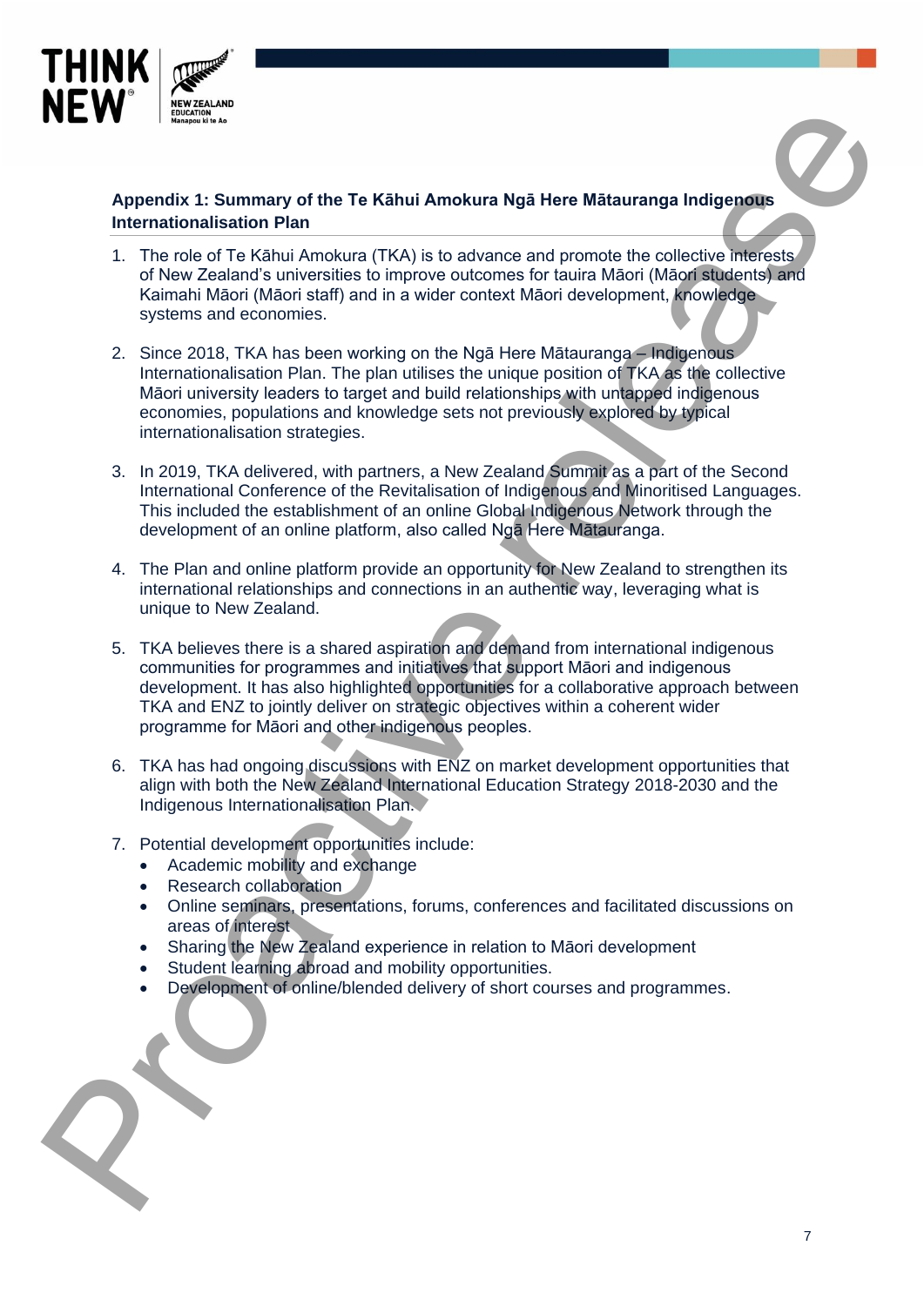**Appendix 1: Summary of the Te Kāhui Amokura Ngā Here Mātauranga Indigenous Internationalisation Plan**

1. The role of Te Kāhui Amokura (TKA) is to advance and promote the collective interests of New Zealand's universities to improve outcomes for tauira Māori (Māori students) and Kaimahi Māori (Māori staff) and in a wider context Māori development, knowledge systems and economies.

2. Since 2018, TKA has been working on the Ngā Here Mātauranga – Indigenous Internationalisation Plan. The plan utilises the unique position of TKA as the collective Māori university leaders to target and build relationships with untapped indigenous economies, populations and knowledge sets not previously explored by typical internationalisation strategies.

3. In 2019, TKA delivered, with partners, a New Zealand Summit as a part of the Second International Conference of the Revitalisation of Indigenous and Minoritised Languages. This included the establishment of an online Global Indigenous Network through the development of an online platform, also called Ngā Here Mātauranga.

4. The Plan and online platform provide an opportunity for New Zealand to strengthen its international relationships and connections in an authentic way, leveraging what is unique to New Zealand.

5. TKA believes there is a shared aspiration and demand from international indigenous communities for programmes and initiatives that support Māori and indigenous development. It has also highlighted opportunities for a collaborative approach between TKA and ENZ to jointly deliver on strategic objectives within a coherent wider programme for Māori and other indigenous peoples.

6. TKA has had ongoing discussions with ENZ on market development opportunities that align with both the New Zealand International Education Strategy 2018-2030 and the Indigenous Internationalisation Plan.

7. Potential development opportunities include:
   - Academic mobility and exchange
   - Research collaboration
   - Online seminars, presentations, forums, conferences and facilitated discussions on areas of interest
   - Sharing the New Zealand experience in relation to Māori development
   - Student learning abroad and mobility opportunities.
   - Development of online/blended delivery of short courses and programmes.